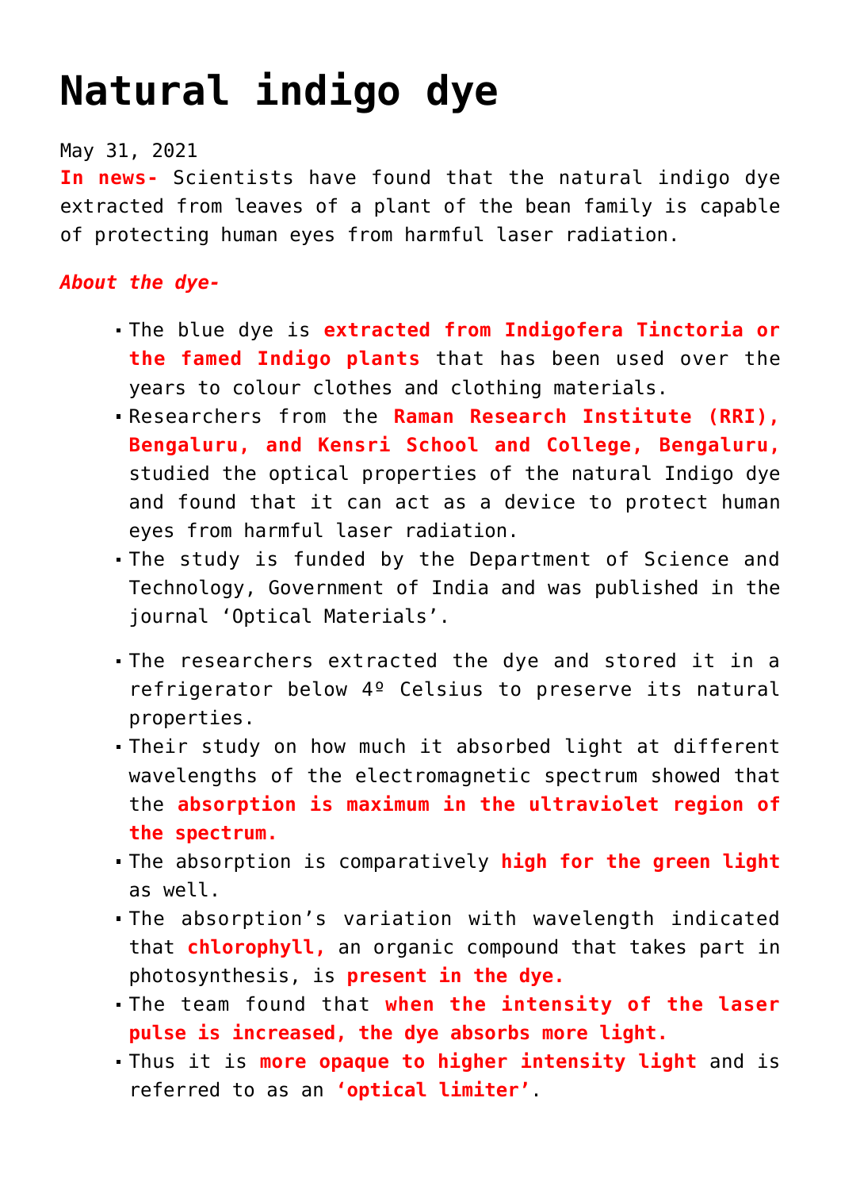# Natural indigo dye

May 31, 2021

**In news-** Scientists have found that the natural indigo dye extracted from leaves of a plant of the bean family is capable of protecting human eyes from harmful laser radiation.

***About the dye-***

- The blue dye is **extracted from Indigofera Tinctoria or the famed Indigo plants** that has been used over the years to colour clothes and clothing materials.
- Researchers from the **Raman Research Institute (RRI), Bengaluru, and Kensri School and College, Bengaluru,** studied the optical properties of the natural Indigo dye and found that it can act as a device to protect human eyes from harmful laser radiation.
- The study is funded by the Department of Science and Technology, Government of India and was published in the journal 'Optical Materials'.
- The researchers extracted the dye and stored it in a refrigerator below 4º Celsius to preserve its natural properties.
- Their study on how much it absorbed light at different wavelengths of the electromagnetic spectrum showed that the **absorption is maximum in the ultraviolet region of the spectrum.**
- The absorption is comparatively **high for the green light** as well.
- The absorption's variation with wavelength indicated that **chlorophyll,** an organic compound that takes part in photosynthesis, is **present in the dye.**
- The team found that **when the intensity of the laser pulse is increased, the dye absorbs more light.**
- Thus it is **more opaque to higher intensity light** and is referred to as an **'optical limiter'**.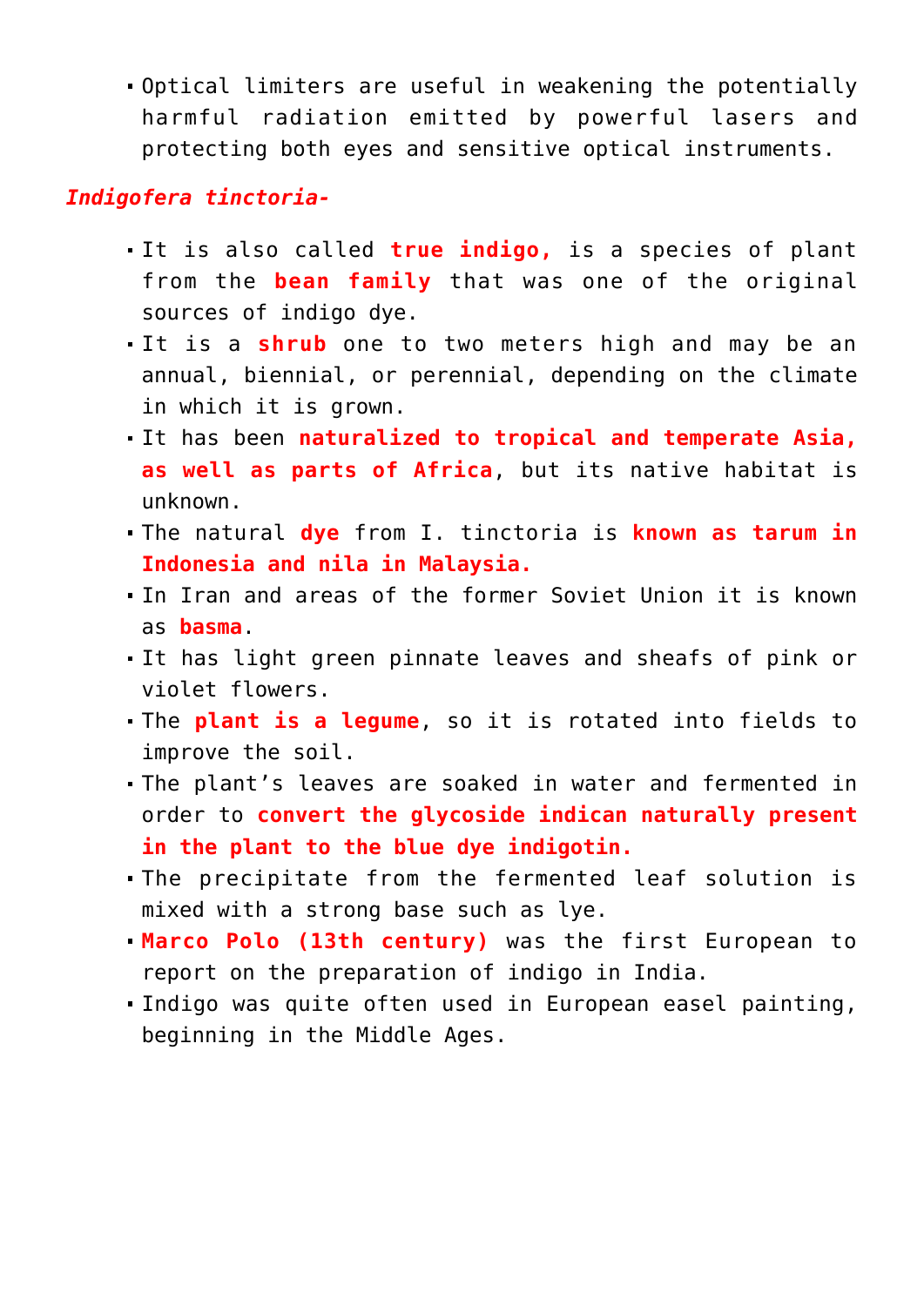- Optical limiters are useful in weakening the potentially harmful radiation emitted by powerful lasers and protecting both eyes and sensitive optical instruments.

***Indigofera tinctoria-***

- It is also called **true indigo,** is a species of plant from the **bean family** that was one of the original sources of indigo dye.
- It is a **shrub** one to two meters high and may be an annual, biennial, or perennial, depending on the climate in which it is grown.
- It has been **naturalized to tropical and temperate Asia, as well as parts of Africa**, but its native habitat is unknown.
- The natural **dye** from I. tinctoria is **known as tarum in Indonesia and nila in Malaysia.**
- In Iran and areas of the former Soviet Union it is known as **basma**.
- It has light green pinnate leaves and sheafs of pink or violet flowers.
- The **plant is a legume**, so it is rotated into fields to improve the soil.
- The plant's leaves are soaked in water and fermented in order to **convert the glycoside indican naturally present in the plant to the blue dye indigotin.**
- The precipitate from the fermented leaf solution is mixed with a strong base such as lye.
- **Marco Polo (13th century)** was the first European to report on the preparation of indigo in India.
- Indigo was quite often used in European easel painting, beginning in the Middle Ages.